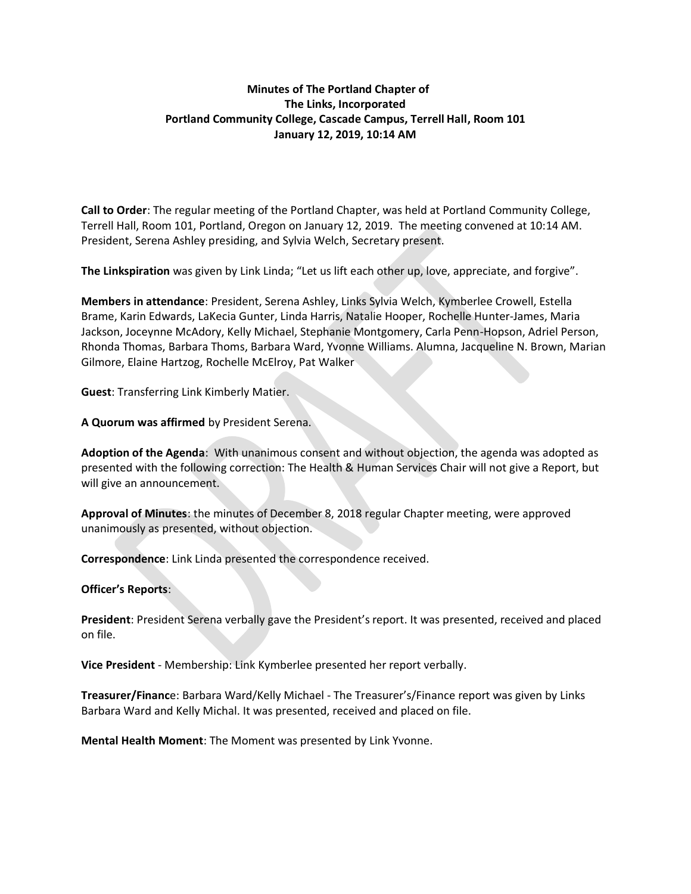**Minutes of The Portland Chapter of**
**The Links, Incorporated**
**Portland Community College, Cascade Campus, Terrell Hall, Room 101**
**January 12, 2019, 10:14 AM**

**Call to Order**: The regular meeting of the Portland Chapter, was held at Portland Community College, Terrell Hall, Room 101, Portland, Oregon on January 12, 2019. The meeting convened at 10:14 AM. President, Serena Ashley presiding, and Sylvia Welch, Secretary present.

**The Linkspiration** was given by Link Linda; "Let us lift each other up, love, appreciate, and forgive".

**Members in attendance**: President, Serena Ashley, Links Sylvia Welch, Kymberlee Crowell, Estella Brame, Karin Edwards, LaKecia Gunter, Linda Harris, Natalie Hooper, Rochelle Hunter-James, Maria Jackson, Joceynne McAdory, Kelly Michael, Stephanie Montgomery, Carla Penn-Hopson, Adriel Person, Rhonda Thomas, Barbara Thoms, Barbara Ward, Yvonne Williams. Alumna, Jacqueline N. Brown, Marian Gilmore, Elaine Hartzog, Rochelle McElroy, Pat Walker

**Guest**: Transferring Link Kimberly Matier.

**A Quorum was affirmed** by President Serena.

**Adoption of the Agenda**: With unanimous consent and without objection, the agenda was adopted as presented with the following correction: The Health & Human Services Chair will not give a Report, but will give an announcement.

**Approval of Minutes**: the minutes of December 8, 2018 regular Chapter meeting, were approved unanimously as presented, without objection.

**Correspondence**: Link Linda presented the correspondence received.

**Officer's Reports**:

**President**: President Serena verbally gave the President's report. It was presented, received and placed on file.

**Vice President** - Membership: Link Kymberlee presented her report verbally.

**Treasurer/Financ**e: Barbara Ward/Kelly Michael - The Treasurer's/Finance report was given by Links Barbara Ward and Kelly Michal. It was presented, received and placed on file.

**Mental Health Moment**: The Moment was presented by Link Yvonne.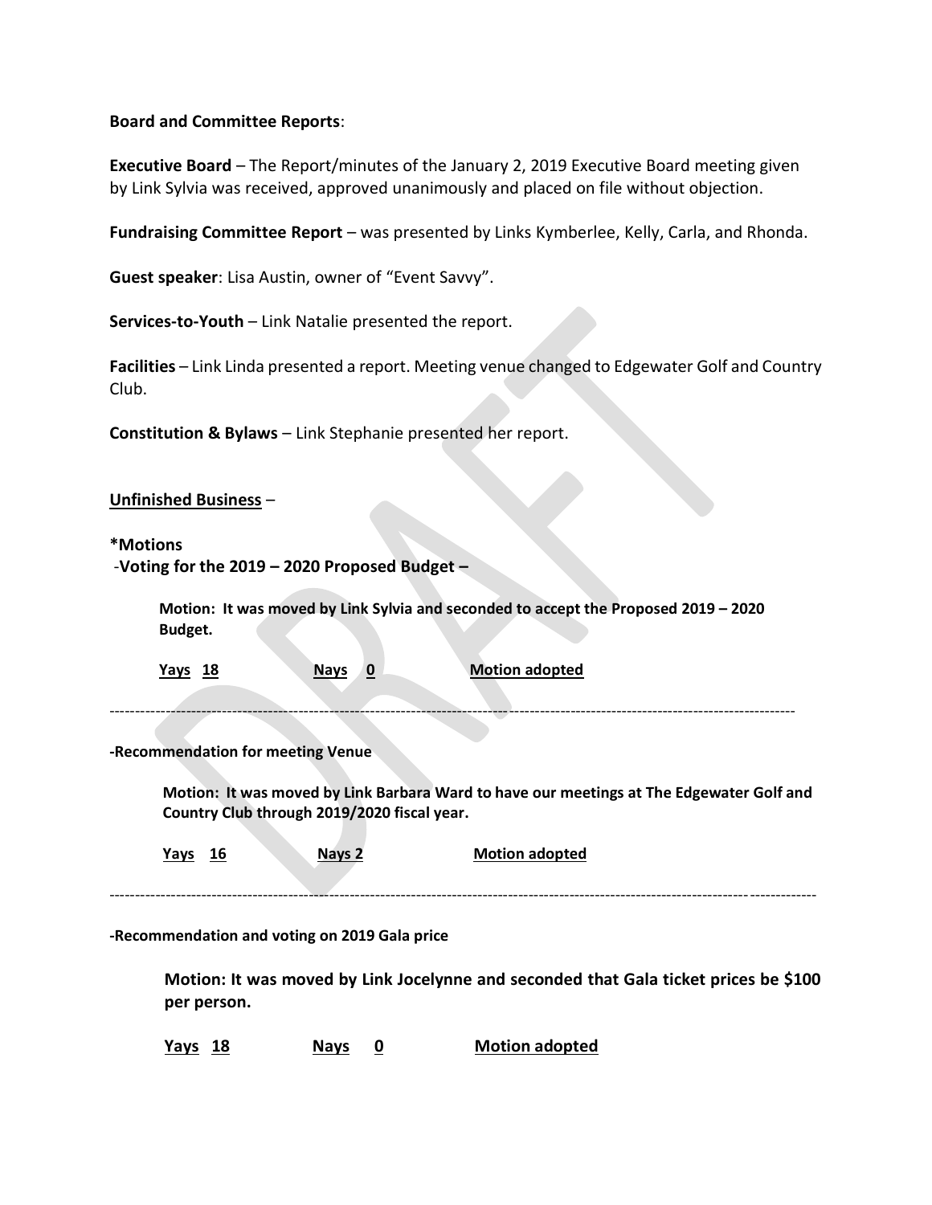**Board and Committee Reports**:

**Executive Board** – The Report/minutes of the January 2, 2019 Executive Board meeting given by Link Sylvia was received, approved unanimously and placed on file without objection.

**Fundraising Committee Report** – was presented by Links Kymberlee, Kelly, Carla, and Rhonda.

**Guest speaker**: Lisa Austin, owner of "Event Savvy".

**Services-to-Youth** – Link Natalie presented the report.

**Facilities** – Link Linda presented a report. Meeting venue changed to Edgewater Golf and Country Club.

**Constitution & Bylaws** – Link Stephanie presented her report.

**Unfinished Business** –

**\*Motions**

-**Voting for the 2019 – 2020 Proposed Budget –**

**Motion: It was moved by Link Sylvia and seconded to accept the Proposed 2019 – 2020 Budget.**

**Yays 18** **Nays 0** **Motion adopted**

---

**-Recommendation for meeting Venue**

**Motion: It was moved by Link Barbara Ward to have our meetings at The Edgewater Golf and Country Club through 2019/2020 fiscal year.**

**Yays 16** **Nays 2** **Motion adopted**

---

**-Recommendation and voting on 2019 Gala price**

**Motion: It was moved by Link Jocelynne and seconded that Gala ticket prices be $100 per person.**

**Yays 18** **Nays 0** **Motion adopted**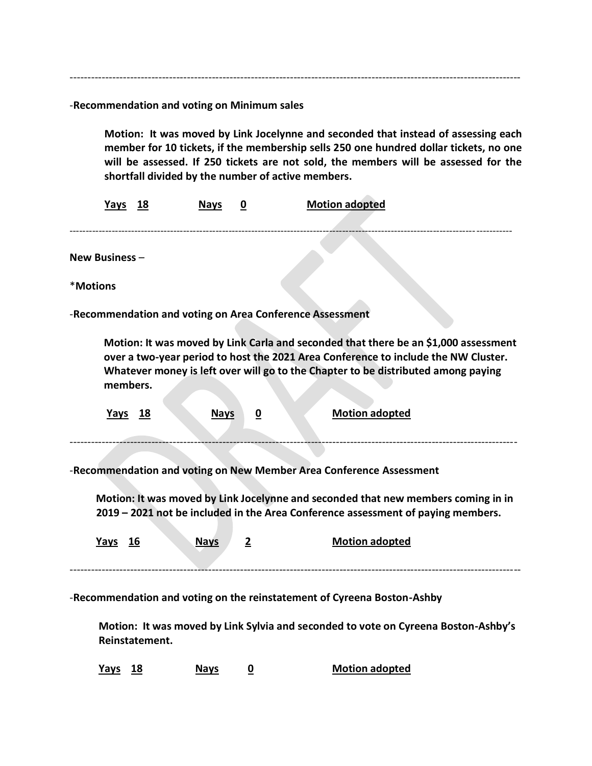---

-**Recommendation and voting on Minimum sales**

> **Motion: It was moved by Link Jocelynne and seconded that instead of assessing each member for 10 tickets, if the membership sells 250 one hundred dollar tickets, no one will be assessed. If 250 tickets are not sold, the members will be assessed for the shortfall divided by the number of active members.**
>
> **Yays 18 &nbsp;&nbsp;&nbsp;&nbsp; Nays 0 &nbsp;&nbsp;&nbsp;&nbsp; Motion adopted**

---

**New Business** –

*__Motions__

-**Recommendation and voting on Area Conference Assessment**

> **Motion: It was moved by Link Carla and seconded that there be an $1,000 assessment over a two-year period to host the 2021 Area Conference to include the NW Cluster. Whatever money is left over will go to the Chapter to be distributed among paying members.**
>
> **Yays 18 &nbsp;&nbsp;&nbsp;&nbsp; Nays 0 &nbsp;&nbsp;&nbsp;&nbsp; Motion adopted**

---

-**Recommendation and voting on New Member Area Conference Assessment**

> **Motion: It was moved by Link Jocelynne and seconded that new members coming in in 2019 – 2021 not be included in the Area Conference assessment of paying members.**
>
> **Yays 16 &nbsp;&nbsp;&nbsp;&nbsp; Nays 2 &nbsp;&nbsp;&nbsp;&nbsp; Motion adopted**

---

-**Recommendation and voting on the reinstatement of Cyreena Boston-Ashby**

> **Motion: It was moved by Link Sylvia and seconded to vote on Cyreena Boston-Ashby's Reinstatement.**
>
> **Yays 18 &nbsp;&nbsp;&nbsp;&nbsp; Nays 0 &nbsp;&nbsp;&nbsp;&nbsp; Motion adopted**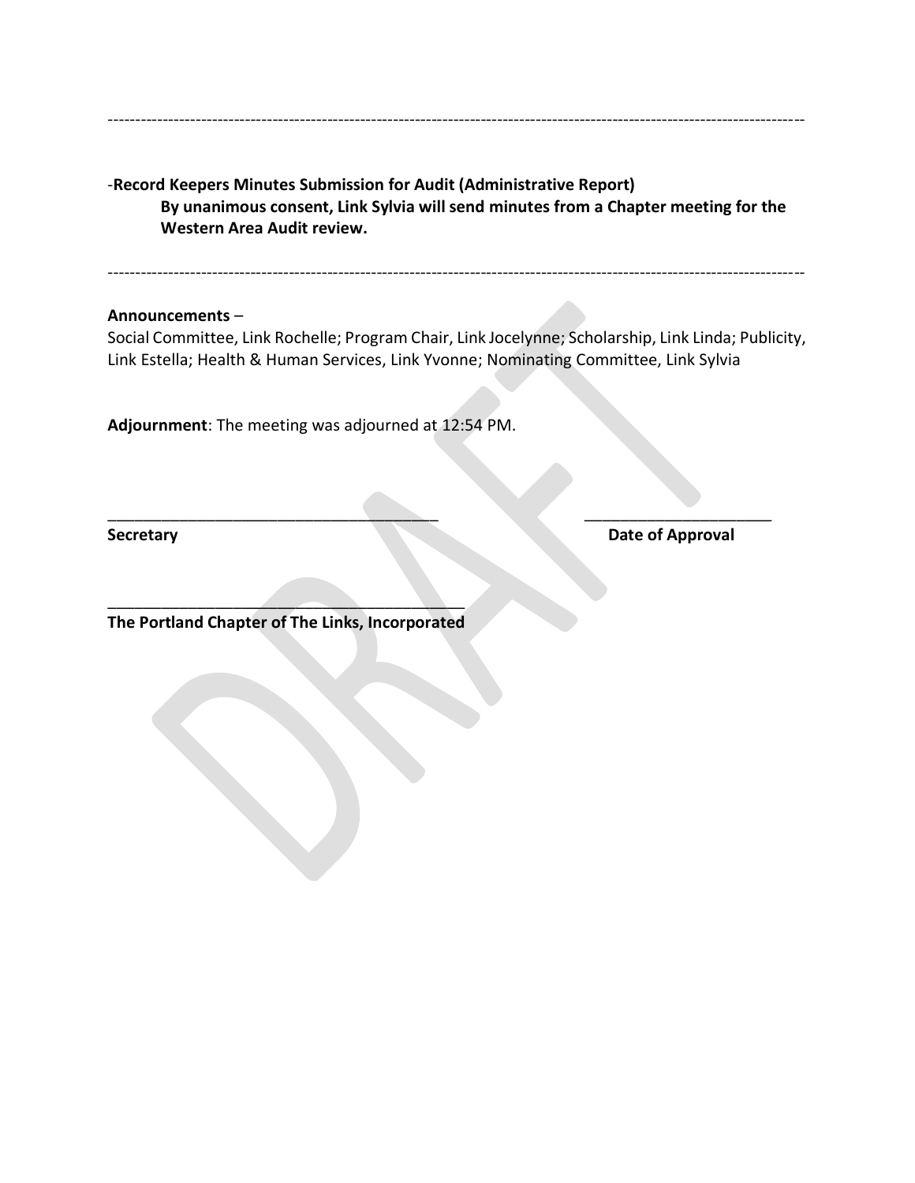---

-**Record Keepers Minutes Submission for Audit (Administrative Report)**

**By unanimous consent, Link Sylvia will send minutes from a Chapter meeting for the Western Area Audit review.**

---

**Announcements** –

Social Committee, Link Rochelle; Program Chair, Link Jocelynne; Scholarship, Link Linda; Publicity, Link Estella; Health & Human Services, Link Yvonne; Nominating Committee, Link Sylvia

**Adjournment**: The meeting was adjourned at 12:54 PM.

______________________________________ ______________________

**Secretary** **Date of Approval**

________________________________________

**The Portland Chapter of The Links, Incorporated**

DRAFT